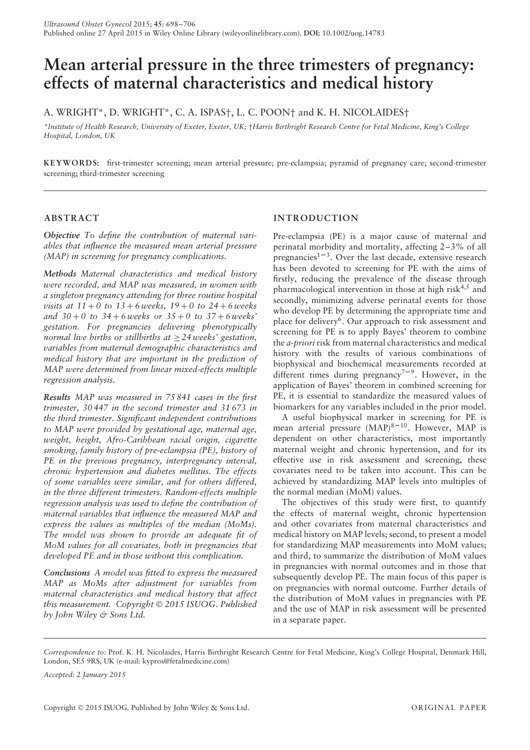# Mean arterial pressure in the three trimesters of pregnancy: effects of maternal characteristics and medical history

A. WRIGHT*, D. WRIGHT*, C. A. ISPAS†, L. C. POON† and K. H. NICOLAIDES†

*Institute of Health Research, University of Exeter, Exeter, UK; †Harris Birthright Research Centre for Fetal Medicine, King's College Hospital, London, UK

**KEYWORDS:** first-trimester screening; mean arterial pressure; pre-eclampsia; pyramid of pregnancy care; second-trimester screening; third-trimester screening

## ABSTRACT

***Objective*** *To define the contribution of maternal variables that influence the measured mean arterial pressure (MAP) in screening for pregnancy complications.*

***Methods*** *Maternal characteristics and medical history were recorded, and MAP was measured, in women with a singleton pregnancy attending for three routine hospital visits at 11 + 0 to 13 + 6 weeks, 19 + 0 to 24 + 6 weeks and 30 + 0 to 34 + 6 weeks or 35 + 0 to 37 + 6 weeks' gestation. For pregnancies delivering phenotypically normal live births or stillbirths at ≥ 24 weeks' gestation, variables from maternal demographic characteristics and medical history that are important in the prediction of MAP were determined from linear mixed-effects multiple regression analysis.*

***Results*** *MAP was measured in 75 841 cases in the first trimester, 30 447 in the second trimester and 31 673 in the third trimester. Significant independent contributions to MAP were provided by gestational age, maternal age, weight, height, Afro-Caribbean racial origin, cigarette smoking, family history of pre-eclampsia (PE), history of PE in the previous pregnancy, interpregnancy interval, chronic hypertension and diabetes mellitus. The effects of some variables were similar, and for others differed, in the three different trimesters. Random-effects multiple regression analysis was used to define the contribution of maternal variables that influence the measured MAP and express the values as multiples of the median (MoMs). The model was shown to provide an adequate fit of MoM values for all covariates, both in pregnancies that developed PE and in those without this complication.*

***Conclusions*** *A model was fitted to express the measured MAP as MoMs after adjustment for variables from maternal characteristics and medical history that affect this measurement. Copyright © 2015 ISUOG. Published by John Wiley & Sons Ltd.*

## INTRODUCTION

Pre-eclampsia (PE) is a major cause of maternal and perinatal morbidity and mortality, affecting 2–3% of all pregnancies[1–3]. Over the last decade, extensive research has been devoted to screening for PE with the aims of firstly, reducing the prevalence of the disease through pharmacological intervention in those at high risk[4,5] and secondly, minimizing adverse perinatal events for those who develop PE by determining the appropriate time and place for delivery[6]. Our approach to risk assessment and screening for PE is to apply Bayes' theorem to combine the *a-priori* risk from maternal characteristics and medical history with the results of various combinations of biophysical and biochemical measurements recorded at different times during pregnancy[7–9]. However, in the application of Bayes' theorem in combined screening for PE, it is essential to standardize the measured values of biomarkers for any variables included in the prior model.

A useful biophysical marker in screening for PE is mean arterial pressure (MAP)[8–10]. However, MAP is dependent on other characteristics, most importantly maternal weight and chronic hypertension, and for its effective use in risk assessment and screening, these covariates need to be taken into account. This can be achieved by standardizing MAP levels into multiples of the normal median (MoM) values.

The objectives of this study were first, to quantify the effects of maternal weight, chronic hypertension and other covariates from maternal characteristics and medical history on MAP levels; second, to present a model for standardizing MAP measurements into MoM values; and third, to summarize the distribution of MoM values in pregnancies with normal outcomes and in those that subsequently develop PE. The main focus of this paper is on pregnancies with normal outcome. Further details of the distribution of MoM values in pregnancies with PE and the use of MAP in risk assessment will be presented in a separate paper.

*Correspondence to*: Prof. K. H. Nicolaides, Harris Birthright Research Centre for Fetal Medicine, King's College Hospital, Denmark Hill, London, SE5 9RS, UK (e-mail: kypros@fetalmedicine.com)

*Accepted: 2 January 2015*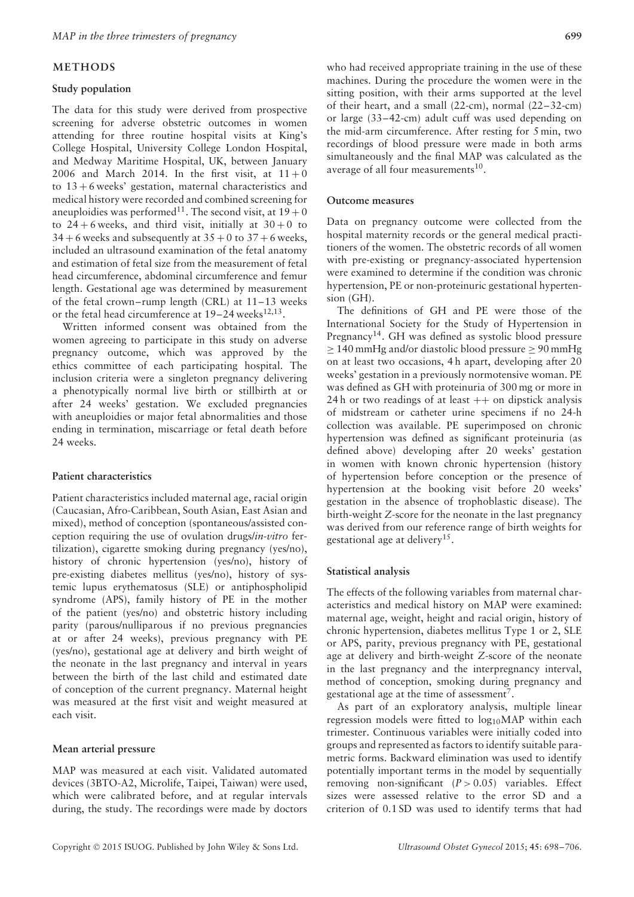## METHODS

### Study population

The data for this study were derived from prospective screening for adverse obstetric outcomes in women attending for three routine hospital visits at King's College Hospital, University College London Hospital, and Medway Maritime Hospital, UK, between January 2006 and March 2014. In the first visit, at $11 + 0$ to $13 + 6$ weeks' gestation, maternal characteristics and medical history were recorded and combined screening for aneuploidies was performed[11]. The second visit, at $19 + 0$ to $24 + 6$ weeks, and third visit, initially at $30 + 0$ to $34 + 6$ weeks and subsequently at $35 + 0$ to $37 + 6$ weeks, included an ultrasound examination of the fetal anatomy and estimation of fetal size from the measurement of fetal head circumference, abdominal circumference and femur length. Gestational age was determined by measurement of the fetal crown–rump length (CRL) at 11–13 weeks or the fetal head circumference at 19–24 weeks[12,13].

Written informed consent was obtained from the women agreeing to participate in this study on adverse pregnancy outcome, which was approved by the ethics committee of each participating hospital. The inclusion criteria were a singleton pregnancy delivering a phenotypically normal live birth or stillbirth at or after 24 weeks' gestation. We excluded pregnancies with aneuploidies or major fetal abnormalities and those ending in termination, miscarriage or fetal death before 24 weeks.

### Patient characteristics

Patient characteristics included maternal age, racial origin (Caucasian, Afro-Caribbean, South Asian, East Asian and mixed), method of conception (spontaneous/assisted conception requiring the use of ovulation drugs/*in-vitro* fertilization), cigarette smoking during pregnancy (yes/no), history of chronic hypertension (yes/no), history of pre-existing diabetes mellitus (yes/no), history of systemic lupus erythematosus (SLE) or antiphospholipid syndrome (APS), family history of PE in the mother of the patient (yes/no) and obstetric history including parity (parous/nulliparous if no previous pregnancies at or after 24 weeks), previous pregnancy with PE (yes/no), gestational age at delivery and birth weight of the neonate in the last pregnancy and interval in years between the birth of the last child and estimated date of conception of the current pregnancy. Maternal height was measured at the first visit and weight measured at each visit.

### Mean arterial pressure

MAP was measured at each visit. Validated automated devices (3BTO-A2, Microlife, Taipei, Taiwan) were used, which were calibrated before, and at regular intervals during, the study. The recordings were made by doctors who had received appropriate training in the use of these machines. During the procedure the women were in the sitting position, with their arms supported at the level of their heart, and a small (22-cm), normal (22–32-cm) or large (33–42-cm) adult cuff was used depending on the mid-arm circumference. After resting for 5 min, two recordings of blood pressure were made in both arms simultaneously and the final MAP was calculated as the average of all four measurements[10].

### Outcome measures

Data on pregnancy outcome were collected from the hospital maternity records or the general medical practitioners of the women. The obstetric records of all women with pre-existing or pregnancy-associated hypertension were examined to determine if the condition was chronic hypertension, PE or non-proteinuric gestational hypertension (GH).

The definitions of GH and PE were those of the International Society for the Study of Hypertension in Pregnancy[14]. GH was defined as systolic blood pressure $\geq 140$ mmHg and/or diastolic blood pressure $\geq 90$ mmHg on at least two occasions, 4 h apart, developing after 20 weeks' gestation in a previously normotensive woman. PE was defined as GH with proteinuria of 300 mg or more in 24 h or two readings of at least ++ on dipstick analysis of midstream or catheter urine specimens if no 24-h collection was available. PE superimposed on chronic hypertension was defined as significant proteinuria (as defined above) developing after 20 weeks' gestation in women with known chronic hypertension (history of hypertension before conception or the presence of hypertension at the booking visit before 20 weeks' gestation in the absence of trophoblastic disease). The birth-weight *Z*-score for the neonate in the last pregnancy was derived from our reference range of birth weights for gestational age at delivery[15].

### Statistical analysis

The effects of the following variables from maternal characteristics and medical history on MAP were examined: maternal age, weight, height and racial origin, history of chronic hypertension, diabetes mellitus Type 1 or 2, SLE or APS, parity, previous pregnancy with PE, gestational age at delivery and birth-weight *Z*-score of the neonate in the last pregnancy and the interpregnancy interval, method of conception, smoking during pregnancy and gestational age at the time of assessment[7].

As part of an exploratory analysis, multiple linear regression models were fitted to $\log_{10}$MAP within each trimester. Continuous variables were initially coded into groups and represented as factors to identify suitable parametric forms. Backward elimination was used to identify potentially important terms in the model by sequentially removing non-significant ($P > 0.05$) variables. Effect sizes were assessed relative to the error SD and a criterion of 0.1 SD was used to identify terms that had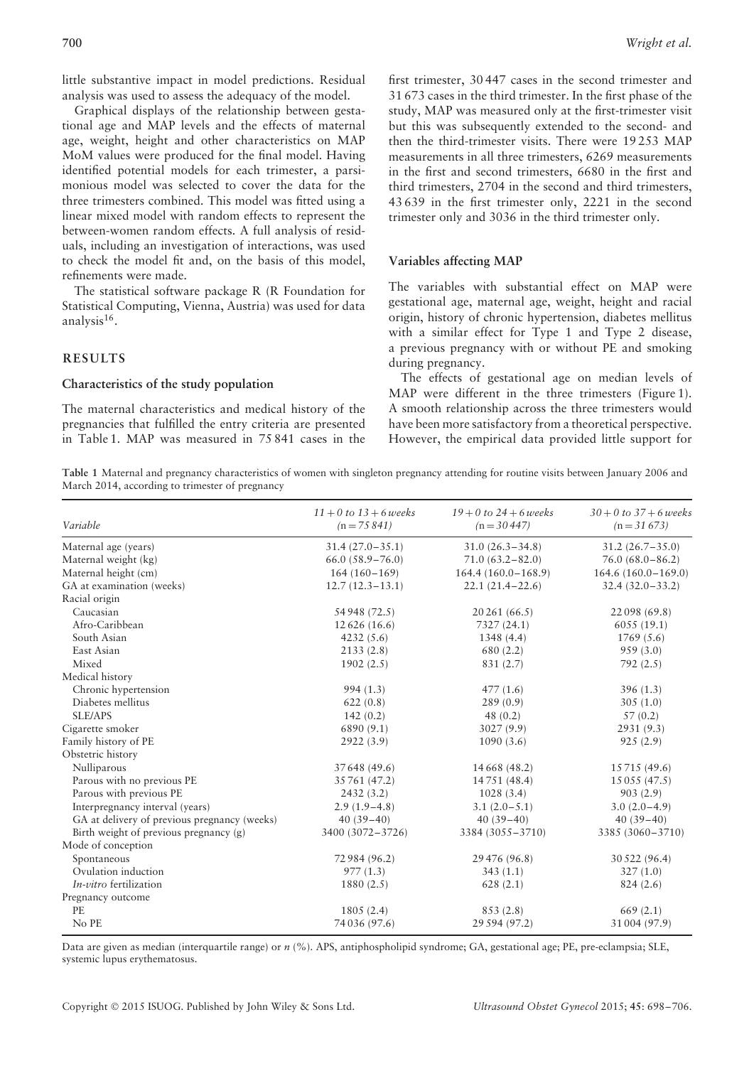little substantive impact in model predictions. Residual analysis was used to assess the adequacy of the model.

Graphical displays of the relationship between gestational age and MAP levels and the effects of maternal age, weight, height and other characteristics on MAP MoM values were produced for the final model. Having identified potential models for each trimester, a parsimonious model was selected to cover the data for the three trimesters combined. This model was fitted using a linear mixed model with random effects to represent the between-women random effects. A full analysis of residuals, including an investigation of interactions, was used to check the model fit and, on the basis of this model, refinements were made.

The statistical software package R (R Foundation for Statistical Computing, Vienna, Austria) was used for data analysis[16].

## RESULTS

### Characteristics of the study population

The maternal characteristics and medical history of the pregnancies that fulfilled the entry criteria are presented in Table 1. MAP was measured in 75 841 cases in the first trimester, 30 447 cases in the second trimester and 31 673 cases in the third trimester. In the first phase of the study, MAP was measured only at the first-trimester visit but this was subsequently extended to the second- and then the third-trimester visits. There were 19 253 MAP measurements in all three trimesters, 6269 measurements in the first and second trimesters, 6680 in the first and third trimesters, 2704 in the second and third trimesters, 43 639 in the first trimester only, 2221 in the second trimester only and 3036 in the third trimester only.

### Variables affecting MAP

The variables with substantial effect on MAP were gestational age, maternal age, weight, height and racial origin, history of chronic hypertension, diabetes mellitus with a similar effect for Type 1 and Type 2 disease, a previous pregnancy with or without PE and smoking during pregnancy.

The effects of gestational age on median levels of MAP were different in the three trimesters (Figure 1). A smooth relationship across the three trimesters would have been more satisfactory from a theoretical perspective. However, the empirical data provided little support for

**Table 1** Maternal and pregnancy characteristics of women with singleton pregnancy attending for routine visits between January 2006 and March 2014, according to trimester of pregnancy

| *Variable* | *11 + 0 to 13 + 6 weeks* (n = 75 841) | *19 + 0 to 24 + 6 weeks* (n = 30 447) | *30 + 0 to 37 + 6 weeks* (n = 31 673) |
|---|---|---|---|
| Maternal age (years) | 31.4 (27.0–35.1) | 31.0 (26.3–34.8) | 31.2 (26.7–35.0) |
| Maternal weight (kg) | 66.0 (58.9–76.0) | 71.0 (63.2–82.0) | 76.0 (68.0–86.2) |
| Maternal height (cm) | 164 (160–169) | 164.4 (160.0–168.9) | 164.6 (160.0–169.0) |
| GA at examination (weeks) | 12.7 (12.3–13.1) | 22.1 (21.4–22.6) | 32.4 (32.0–33.2) |
| Racial origin | | | |
| Caucasian | 54 948 (72.5) | 20 261 (66.5) | 22 098 (69.8) |
| Afro-Caribbean | 12 626 (16.6) | 7327 (24.1) | 6055 (19.1) |
| South Asian | 4232 (5.6) | 1348 (4.4) | 1769 (5.6) |
| East Asian | 2133 (2.8) | 680 (2.2) | 959 (3.0) |
| Mixed | 1902 (2.5) | 831 (2.7) | 792 (2.5) |
| Medical history | | | |
| Chronic hypertension | 994 (1.3) | 477 (1.6) | 396 (1.3) |
| Diabetes mellitus | 622 (0.8) | 289 (0.9) | 305 (1.0) |
| SLE/APS | 142 (0.2) | 48 (0.2) | 57 (0.2) |
| Cigarette smoker | 6890 (9.1) | 3027 (9.9) | 2931 (9.3) |
| Family history of PE | 2922 (3.9) | 1090 (3.6) | 925 (2.9) |
| Obstetric history | | | |
| Nulliparous | 37 648 (49.6) | 14 668 (48.2) | 15 715 (49.6) |
| Parous with no previous PE | 35 761 (47.2) | 14 751 (48.4) | 15 055 (47.5) |
| Parous with previous PE | 2432 (3.2) | 1028 (3.4) | 903 (2.9) |
| Interpregnancy interval (years) | 2.9 (1.9–4.8) | 3.1 (2.0–5.1) | 3.0 (2.0–4.9) |
| GA at delivery of previous pregnancy (weeks) | 40 (39–40) | 40 (39–40) | 40 (39–40) |
| Birth weight of previous pregnancy (g) | 3400 (3072–3726) | 3384 (3055–3710) | 3385 (3060–3710) |
| Mode of conception | | | |
| Spontaneous | 72 984 (96.2) | 29 476 (96.8) | 30 522 (96.4) |
| Ovulation induction | 977 (1.3) | 343 (1.1) | 327 (1.0) |
| *In-vitro* fertilization | 1880 (2.5) | 628 (2.1) | 824 (2.6) |
| Pregnancy outcome | | | |
| PE | 1805 (2.4) | 853 (2.8) | 669 (2.1) |
| No PE | 74 036 (97.6) | 29 594 (97.2) | 31 004 (97.9) |

Data are given as median (interquartile range) or *n* (%). APS, antiphospholipid syndrome; GA, gestational age; PE, pre-eclampsia; SLE, systemic lupus erythematosus.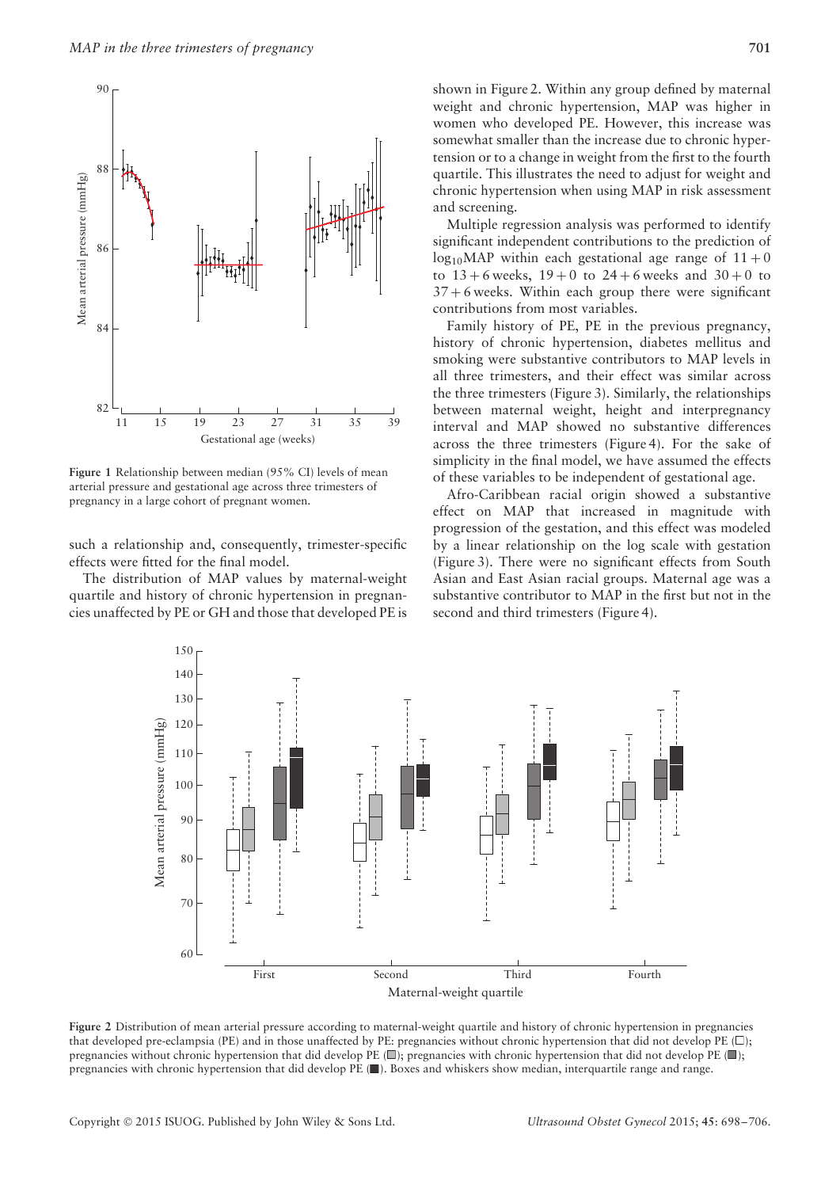**Figure 1** Relationship between median (95% CI) levels of mean arterial pressure and gestational age across three trimesters of pregnancy in a large cohort of pregnant women.

such a relationship and, consequently, trimester-specific effects were fitted for the final model.

The distribution of MAP values by maternal-weight quartile and history of chronic hypertension in pregnancies unaffected by PE or GH and those that developed PE is shown in Figure 2. Within any group defined by maternal weight and chronic hypertension, MAP was higher in women who developed PE. However, this increase was somewhat smaller than the increase due to chronic hypertension or to a change in weight from the first to the fourth quartile. This illustrates the need to adjust for weight and chronic hypertension when using MAP in risk assessment and screening.

Multiple regression analysis was performed to identify significant independent contributions to the prediction of $\log_{10}$MAP within each gestational age range of 11 + 0 to 13 + 6 weeks, 19 + 0 to 24 + 6 weeks and 30 + 0 to 37 + 6 weeks. Within each group there were significant contributions from most variables.

Family history of PE, PE in the previous pregnancy, history of chronic hypertension, diabetes mellitus and smoking were substantive contributors to MAP levels in all three trimesters, and their effect was similar across the three trimesters (Figure 3). Similarly, the relationships between maternal weight, height and interpregnancy interval and MAP showed no substantive differences across the three trimesters (Figure 4). For the sake of simplicity in the final model, we have assumed the effects of these variables to be independent of gestational age.

Afro-Caribbean racial origin showed a substantive effect on MAP that increased in magnitude with progression of the gestation, and this effect was modeled by a linear relationship on the log scale with gestation (Figure 3). There were no significant effects from South Asian and East Asian racial groups. Maternal age was a substantive contributor to MAP in the first but not in the second and third trimesters (Figure 4).

**Figure 2** Distribution of mean arterial pressure according to maternal-weight quartile and history of chronic hypertension in pregnancies that developed pre-eclampsia (PE) and in those unaffected by PE: pregnancies without chronic hypertension that did not develop PE (□); pregnancies without chronic hypertension that did develop PE (▒); pregnancies with chronic hypertension that did not develop PE (▓); pregnancies with chronic hypertension that did develop PE (■). Boxes and whiskers show median, interquartile range and range.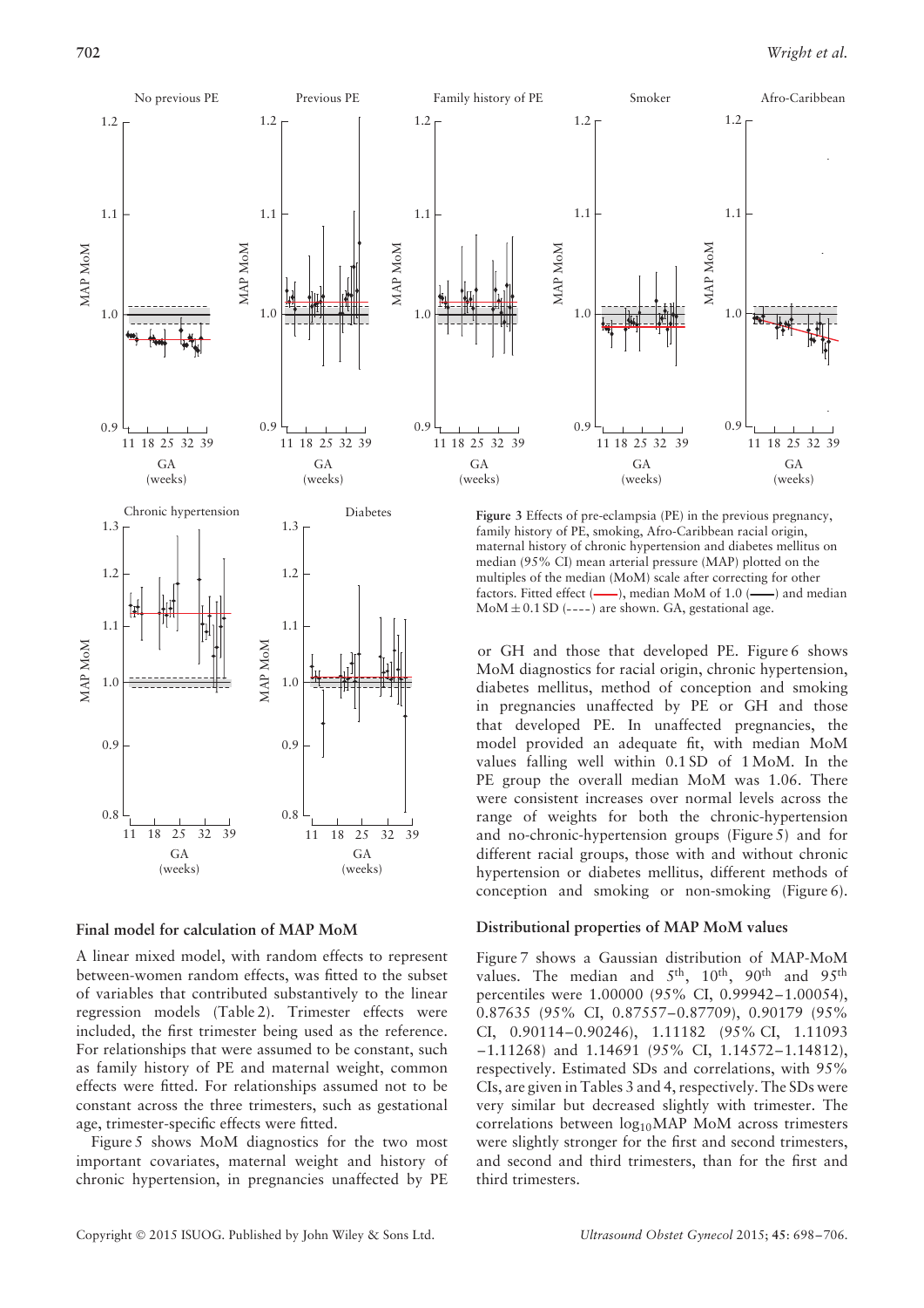**Figure 3** Effects of pre-eclampsia (PE) in the previous pregnancy, family history of PE, smoking, Afro-Caribbean racial origin, maternal history of chronic hypertension and diabetes mellitus on median (95% CI) mean arterial pressure (MAP) plotted on the multiples of the median (MoM) scale after correcting for other factors. Fitted effect (——), median MoM of 1.0 (——) and median MoM ± 0.1 SD (- - - -) are shown. GA, gestational age.

## Final model for calculation of MAP MoM

A linear mixed model, with random effects to represent between-women random effects, was fitted to the subset of variables that contributed substantively to the linear regression models (Table 2). Trimester effects were included, the first trimester being used as the reference. For relationships that were assumed to be constant, such as family history of PE and maternal weight, common effects were fitted. For relationships assumed not to be constant across the three trimesters, such as gestational age, trimester-specific effects were fitted.

Figure 5 shows MoM diagnostics for the two most important covariates, maternal weight and history of chronic hypertension, in pregnancies unaffected by PE or GH and those that developed PE. Figure 6 shows MoM diagnostics for racial origin, chronic hypertension, diabetes mellitus, method of conception and smoking in pregnancies unaffected by PE or GH and those that developed PE. In unaffected pregnancies, the model provided an adequate fit, with median MoM values falling well within 0.1 SD of 1 MoM. In the PE group the overall median MoM was 1.06. There were consistent increases over normal levels across the range of weights for both the chronic-hypertension and no-chronic-hypertension groups (Figure 5) and for different racial groups, those with and without chronic hypertension or diabetes mellitus, different methods of conception and smoking or non-smoking (Figure 6).

## Distributional properties of MAP MoM values

Figure 7 shows a Gaussian distribution of MAP-MoM values. The median and 5th, 10th, 90th and 95th percentiles were 1.00000 (95% CI, 0.99942–1.00054), 0.87635 (95% CI, 0.87557–0.87709), 0.90179 (95% CI, 0.90114–0.90246), 1.11182 (95% CI, 1.11093–1.11268) and 1.14691 (95% CI, 1.14572–1.14812), respectively. Estimated SDs and correlations, with 95% CIs, are given in Tables 3 and 4, respectively. The SDs were very similar but decreased slightly with trimester. The correlations between $\log_{10}$MAP MoM across trimesters were slightly stronger for the first and second trimesters, and second and third trimesters, than for the first and third trimesters.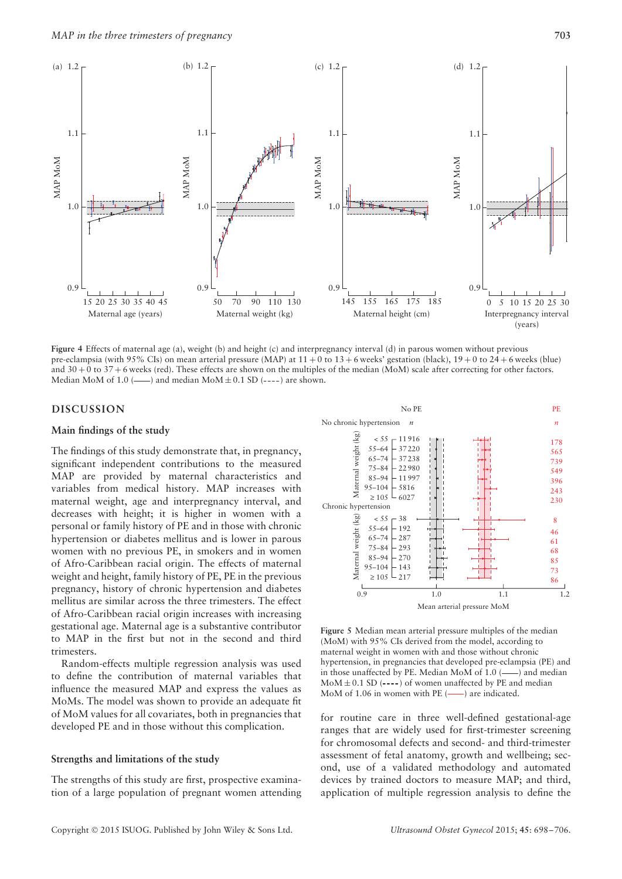Figure 4 Effects of maternal age (a), weight (b) and height (c) and interpregnancy interval (d) in parous women without previous pre-eclampsia (with 95% CIs) on mean arterial pressure (MAP) at 11 + 0 to 13 + 6 weeks' gestation (black), 19 + 0 to 24 + 6 weeks (blue) and 30 + 0 to 37 + 6 weeks (red). These effects are shown on the multiples of the median (MoM) scale after correcting for other factors. Median MoM of 1.0 (——) and median MoM ± 0.1 SD (- - - -) are shown.

Figure 5 Median mean arterial pressure multiples of the median (MoM) with 95% CIs derived from the model, according to maternal weight in women with and those without chronic hypertension, in pregnancies that developed pre-eclampsia (PE) and in those unaffected by PE. Median MoM of 1.0 (——) and median MoM ± 0.1 SD (- - - -) of women unaffected by PE and median MoM of 1.06 in women with PE (——) are indicated.

## DISCUSSION

### Main findings of the study

The findings of this study demonstrate that, in pregnancy, significant independent contributions to the measured MAP are provided by maternal characteristics and variables from medical history. MAP increases with maternal weight, age and interpregnancy interval, and decreases with height; it is higher in women with a personal or family history of PE and in those with chronic hypertension or diabetes mellitus and is lower in parous women with no previous PE, in smokers and in women of Afro-Caribbean racial origin. The effects of maternal weight and height, family history of PE, PE in the previous pregnancy, history of chronic hypertension and diabetes mellitus are similar across the three trimesters. The effect of Afro-Caribbean racial origin increases with increasing gestational age. Maternal age is a substantive contributor to MAP in the first but not in the second and third trimesters.

Random-effects multiple regression analysis was used to define the contribution of maternal variables that influence the measured MAP and express the values as MoMs. The model was shown to provide an adequate fit of MoM values for all covariates, both in pregnancies that developed PE and in those without this complication.

### Strengths and limitations of the study

The strengths of this study are first, prospective examination of a large population of pregnant women attending for routine care in three well-defined gestational-age ranges that are widely used for first-trimester screening for chromosomal defects and second- and third-trimester assessment of fetal anatomy, growth and wellbeing; second, use of a validated methodology and automated devices by trained doctors to measure MAP; and third, application of multiple regression analysis to define the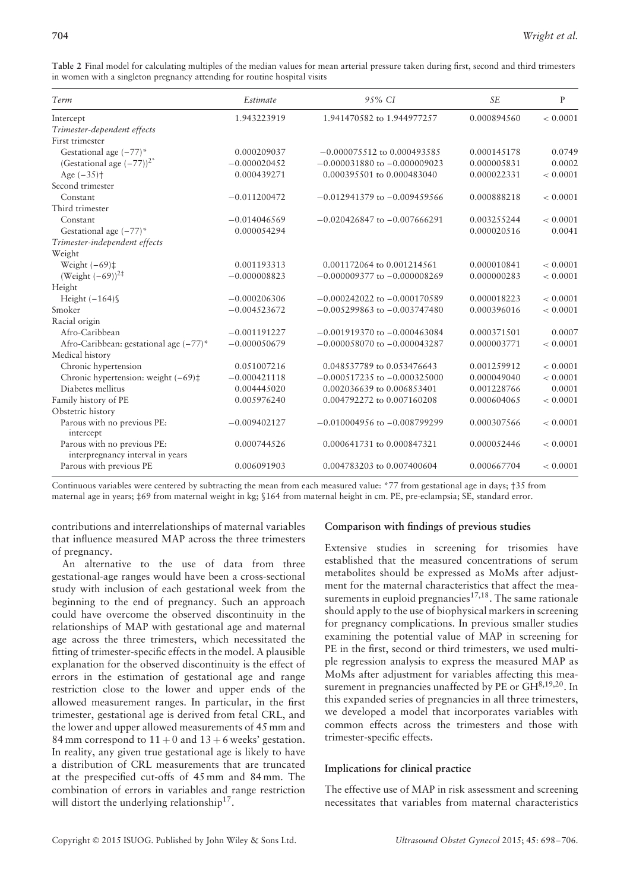**Table 2** Final model for calculating multiples of the median values for mean arterial pressure taken during first, second and third trimesters in women with a singleton pregnancy attending for routine hospital visits

| *Term* | *Estimate* | *95% CI* | *SE* | P |
|---|---|---|---|---|
| Intercept | 1.943223919 | 1.941470582 to 1.944977257 | 0.000894560 | < 0.0001 |
| *Trimester-dependent effects* | | | | |
| First trimester | | | | |
| Gestational age (−77)* | 0.000209037 | −0.000075512 to 0.000493585 | 0.000145178 | 0.0749 |
| (Gestational age (−77))$^{2*}$ | −0.000020452 | −0.000031880 to −0.000009023 | 0.000005831 | 0.0002 |
| Age (−35)† | 0.000439271 | 0.000395501 to 0.000483040 | 0.000022331 | < 0.0001 |
| Second trimester | | | | |
| Constant | −0.011200472 | −0.012941379 to −0.009459566 | 0.000888218 | < 0.0001 |
| Third trimester | | | | |
| Constant | −0.014046569 | −0.020426847 to −0.007666291 | 0.003255244 | < 0.0001 |
| Gestational age (−77)* | 0.000054294 | | 0.000020516 | 0.0041 |
| *Trimester-independent effects* | | | | |
| Weight | | | | |
| Weight (−69)‡ | 0.001193313 | 0.001172064 to 0.001214561 | 0.000010841 | < 0.0001 |
| (Weight (−69))$^{2‡}$ | −0.000008823 | −0.000009377 to −0.000008269 | 0.000000283 | < 0.0001 |
| Height | | | | |
| Height (−164)§ | −0.000206306 | −0.000242022 to −0.000170589 | 0.000018223 | < 0.0001 |
| Smoker | −0.004523672 | −0.005299863 to −0.003747480 | 0.000396016 | < 0.0001 |
| Racial origin | | | | |
| Afro-Caribbean | −0.001191227 | −0.001919370 to −0.000463084 | 0.000371501 | 0.0007 |
| Afro-Caribbean: gestational age (−77)* | −0.000050679 | −0.000058070 to −0.000043287 | 0.000003771 | < 0.0001 |
| Medical history | | | | |
| Chronic hypertension | 0.051007216 | 0.048537789 to 0.053476643 | 0.001259912 | < 0.0001 |
| Chronic hypertension: weight (−69)‡ | −0.000421118 | −0.000517235 to −0.000325000 | 0.000049040 | < 0.0001 |
| Diabetes mellitus | 0.004445020 | 0.002036639 to 0.006853401 | 0.001228766 | 0.0001 |
| Family history of PE | 0.005976240 | 0.004792272 to 0.007160208 | 0.000604065 | < 0.0001 |
| Obstetric history | | | | |
| Parous with no previous PE: intercept | −0.009402127 | −0.010004956 to −0.008799299 | 0.000307566 | < 0.0001 |
| Parous with no previous PE: interpregnancy interval in years | 0.000744526 | 0.000641731 to 0.000847321 | 0.000052446 | < 0.0001 |
| Parous with previous PE | 0.006091903 | 0.004783203 to 0.007400604 | 0.000667704 | < 0.0001 |

Continuous variables were centered by subtracting the mean from each measured value: *77 from gestational age in days; †35 from maternal age in years; ‡69 from maternal weight in kg; §164 from maternal height in cm. PE, pre-eclampsia; SE, standard error.

contributions and interrelationships of maternal variables that influence measured MAP across the three trimesters of pregnancy.

An alternative to the use of data from three gestational-age ranges would have been a cross-sectional study with inclusion of each gestational week from the beginning to the end of pregnancy. Such an approach could have overcome the observed discontinuity in the relationships of MAP with gestational age and maternal age across the three trimesters, which necessitated the fitting of trimester-specific effects in the model. A plausible explanation for the observed discontinuity is the effect of errors in the estimation of gestational age and range restriction close to the lower and upper ends of the allowed measurement ranges. In particular, in the first trimester, gestational age is derived from fetal CRL, and the lower and upper allowed measurements of 45 mm and 84 mm correspond to 11 + 0 and 13 + 6 weeks' gestation. In reality, any given true gestational age is likely to have a distribution of CRL measurements that are truncated at the prespecified cut-offs of 45 mm and 84 mm. The combination of errors in variables and range restriction will distort the underlying relationship[17].

### Comparison with findings of previous studies

Extensive studies in screening for trisomies have established that the measured concentrations of serum metabolites should be expressed as MoMs after adjustment for the maternal characteristics that affect the measurements in euploid pregnancies[17,18]. The same rationale should apply to the use of biophysical markers in screening for pregnancy complications. In previous smaller studies examining the potential value of MAP in screening for PE in the first, second or third trimesters, we used multiple regression analysis to express the measured MAP as MoMs after adjustment for variables affecting this measurement in pregnancies unaffected by PE or GH[8,19,20]. In this expanded series of pregnancies in all three trimesters, we developed a model that incorporates variables with common effects across the trimesters and those with trimester-specific effects.

### Implications for clinical practice

The effective use of MAP in risk assessment and screening necessitates that variables from maternal characteristics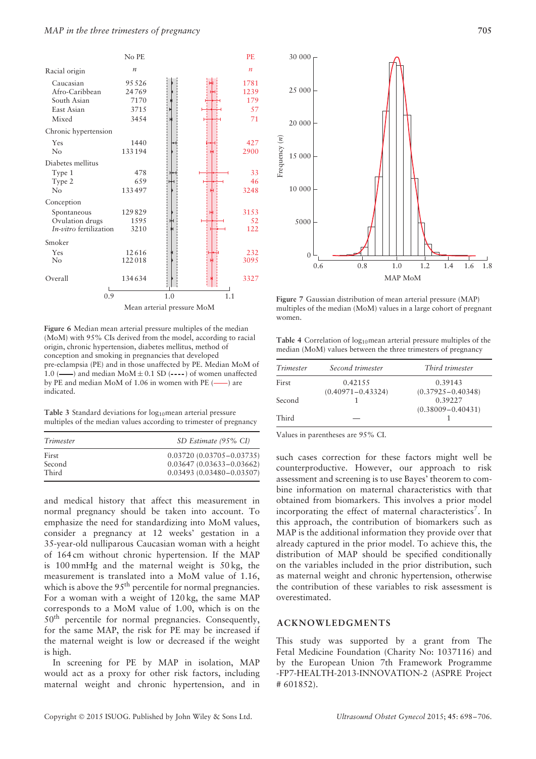Figure 6 Median mean arterial pressure multiples of the median (MoM) with 95% CIs derived from the model, according to racial origin, chronic hypertension, diabetes mellitus, method of conception and smoking in pregnancies that developed pre-eclampsia (PE) and in those unaffected by PE. Median MoM of 1.0 (——) and median MoM ± 0.1 SD (----) of women unaffected by PE and median MoM of 1.06 in women with PE (——) are indicated.

Table 3 Standard deviations for $\log_{10}$mean arterial pressure multiples of the median values according to trimester of pregnancy

| Trimester | SD Estimate (95% CI) |
|---|---|
| First | 0.03720 (0.03705–0.03735) |
| Second | 0.03647 (0.03633–0.03662) |
| Third | 0.03493 (0.03480–0.03507) |

and medical history that affect this measurement in normal pregnancy should be taken into account. To emphasize the need for standardizing into MoM values, consider a pregnancy at 12 weeks' gestation in a 35-year-old nulliparous Caucasian woman with a height of 164 cm without chronic hypertension. If the MAP is 100 mmHg and the maternal weight is 50 kg, the measurement is translated into a MoM value of 1.16, which is above the 95th percentile for normal pregnancies. For a woman with a weight of 120 kg, the same MAP corresponds to a MoM value of 1.00, which is on the 50th percentile for normal pregnancies. Consequently, for the same MAP, the risk for PE may be increased if the maternal weight is low or decreased if the weight is high.

In screening for PE by MAP in isolation, MAP would act as a proxy for other risk factors, including maternal weight and chronic hypertension, and in such cases correction for these factors might well be counterproductive. However, our approach to risk assessment and screening is to use Bayes' theorem to combine information on maternal characteristics with that obtained from biomarkers. This involves a prior model incorporating the effect of maternal characteristics[7]. In this approach, the contribution of biomarkers such as MAP is the additional information they provide over that already captured in the prior model. To achieve this, the distribution of MAP should be specified conditionally on the variables included in the prior distribution, such as maternal weight and chronic hypertension, otherwise the contribution of these variables to risk assessment is overestimated.

Figure 7 Gaussian distribution of mean arterial pressure (MAP) multiples of the median (MoM) values in a large cohort of pregnant women.

Table 4 Correlation of $\log_{10}$mean arterial pressure multiples of the median (MoM) values between the three trimesters of pregnancy

| Trimester | Second trimester | Third trimester |
|---|---|---|
| First | 0.42155 (0.40971–0.43324) | 0.39143 (0.37925–0.40348) |
| Second | 1 | 0.39227 (0.38009–0.40431) |
| Third | — | 1 |

Values in parentheses are 95% CI.

## ACKNOWLEDGMENTS

This study was supported by a grant from The Fetal Medicine Foundation (Charity No: 1037116) and by the European Union 7th Framework Programme -FP7-HEALTH-2013-INNOVATION-2 (ASPRE Project # 601852).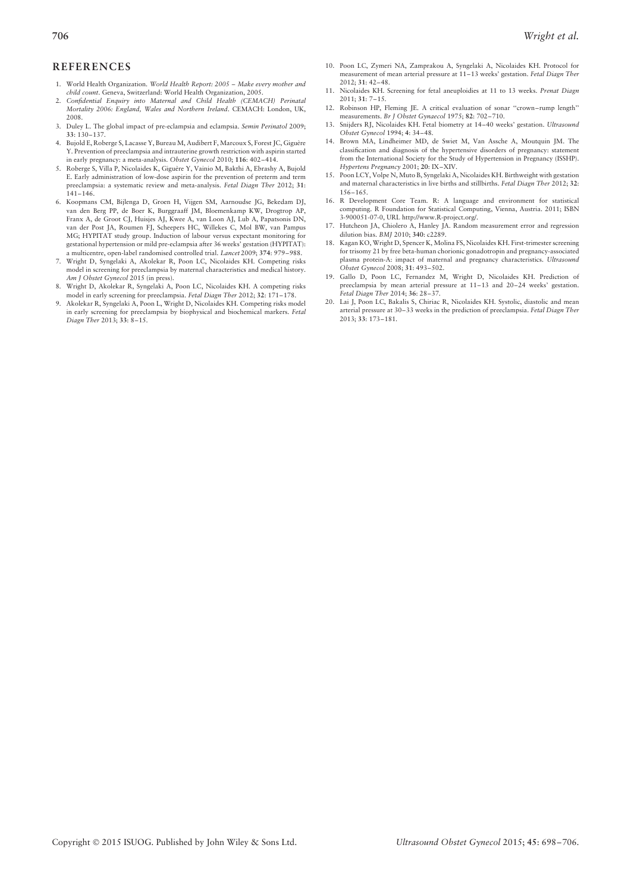## REFERENCES

1. World Health Organization. *World Health Report: 2005 – Make every mother and child count*. Geneva, Switzerland: World Health Organization, 2005.
2. *Confidential Enquiry into Maternal and Child Health (CEMACH) Perinatal Mortality 2006: England, Wales and Northern Ireland*. CEMACH: London, UK, 2008.
3. Duley L. The global impact of pre-eclampsia and eclampsia. *Semin Perinatol* 2009; **33**: 130–137.
4. Bujold E, Roberge S, Lacasse Y, Bureau M, Audibert F, Marcoux S, Forest JC, Giguère Y. Prevention of preeclampsia and intrauterine growth restriction with aspirin started in early pregnancy: a meta-analysis. *Obstet Gynecol* 2010; **116**: 402–414.
5. Roberge S, Villa P, Nicolaides K, Giguère Y, Vainio M, Bakthi A, Ebrashy A, Bujold E. Early administration of low-dose aspirin for the prevention of preterm and term preeclampsia: a systematic review and meta-analysis. *Fetal Diagn Ther* 2012; **31**: 141–146.
6. Koopmans CM, Bijlenga D, Groen H, Vijgen SM, Aarnoudse JG, Bekedam DJ, van den Berg PP, de Boer K, Burggraaff JM, Bloemenkamp KW, Drogtrop AP, Franx A, de Groot CJ, Huisjes AJ, Kwee A, van Loon AJ, Lub A, Papatsonis DN, van der Post JA, Roumen FJ, Scheepers HC, Willekes C, Mol BW, van Pampus MG; HYPITAT study group. Induction of labour versus expectant monitoring for gestational hypertension or mild pre-eclampsia after 36 weeks' gestation (HYPITAT): a multicentre, open-label randomised controlled trial. *Lancet* 2009; **374**: 979–988.
7. Wright D, Syngelaki A, Akolekar R, Poon LC, Nicolaides KH. Competing risks model in screening for preeclampsia by maternal characteristics and medical history. *Am J Obstet Gynecol* 2015 (in press).
8. Wright D, Akolekar R, Syngelaki A, Poon LC, Nicolaides KH. A competing risks model in early screening for preeclampsia. *Fetal Diagn Ther* 2012; **32**: 171–178.
9. Akolekar R, Syngelaki A, Poon L, Wright D, Nicolaides KH. Competing risks model in early screening for preeclampsia by biophysical and biochemical markers. *Fetal Diagn Ther* 2013; **33**: 8–15.
10. Poon LC, Zymeri NA, Zamprakou A, Syngelaki A, Nicolaides KH. Protocol for measurement of mean arterial pressure at 11–13 weeks' gestation. *Fetal Diagn Ther* 2012; **31**: 42–48.
11. Nicolaides KH. Screening for fetal aneuploidies at 11 to 13 weeks. *Prenat Diagn* 2011; **31**: 7–15.
12. Robinson HP, Fleming JE. A critical evaluation of sonar "crown–rump length" measurements. *Br J Obstet Gynaecol* 1975; **82**: 702–710.
13. Snijders RJ, Nicolaides KH. Fetal biometry at 14–40 weeks' gestation. *Ultrasound Obstet Gynecol* 1994; **4**: 34–48.
14. Brown MA, Lindheimer MD, de Swiet M, Van Assche A, Moutquin JM. The classification and diagnosis of the hypertensive disorders of pregnancy: statement from the International Society for the Study of Hypertension in Pregnancy (ISSHP). *Hypertens Pregnancy* 2001; **20**: IX–XIV.
15. Poon LCY, Volpe N, Muto B, Syngelaki A, Nicolaides KH. Birthweight with gestation and maternal characteristics in live births and stillbirths. *Fetal Diagn Ther* 2012; **32**: 156–165.
16. R Development Core Team. R: A language and environment for statistical computing. R Foundation for Statistical Computing, Vienna, Austria. 2011; ISBN 3-900051-07-0, URL http://www.R-project.org/.
17. Hutcheon JA, Chiolero A, Hanley JA. Random measurement error and regression dilution bias. *BMJ* 2010; **340**: c2289.
18. Kagan KO, Wright D, Spencer K, Molina FS, Nicolaides KH. First-trimester screening for trisomy 21 by free beta-human chorionic gonadotropin and pregnancy-associated plasma protein-A: impact of maternal and pregnancy characteristics. *Ultrasound Obstet Gynecol* 2008; **31**: 493–502.
19. Gallo D, Poon LC, Fernandez M, Wright D, Nicolaides KH. Prediction of preeclampsia by mean arterial pressure at 11–13 and 20–24 weeks' gestation. *Fetal Diagn Ther* 2014; **36**: 28–37.
20. Lai J, Poon LC, Bakalis S, Chiriac R, Nicolaides KH. Systolic, diastolic and mean arterial pressure at 30–33 weeks in the prediction of preeclampsia. *Fetal Diagn Ther* 2013; **33**: 173–181.